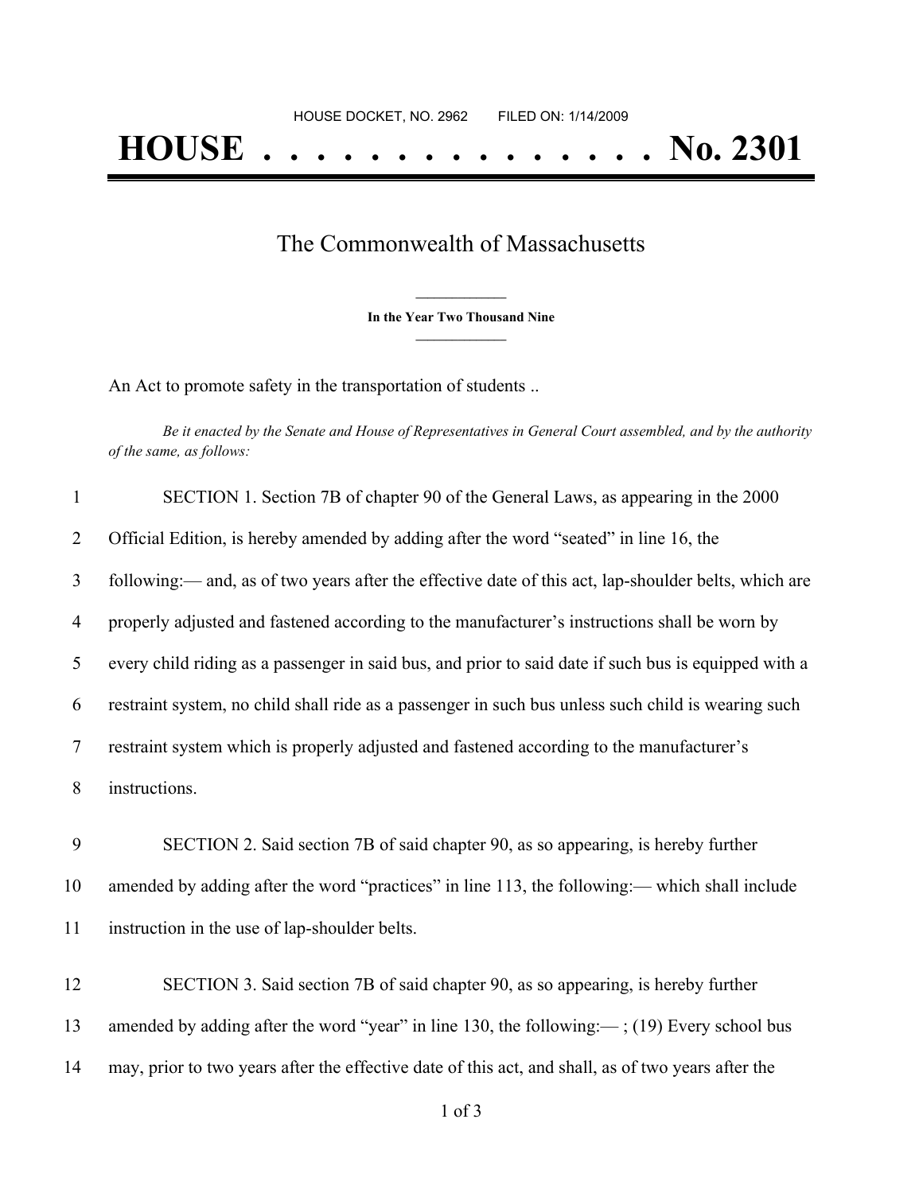HOUSE DOCKET, NO. 2962 FILED ON: 1/14/2009

# HOUSE . . . . . . . . . . . . . . . No. 2301

## The Commonwealth of Massachusetts

**In the Year Two Thousand Nine**

An Act to promote safety in the transportation of students ..

*Be it enacted by the Senate and House of Representatives in General Court assembled, and by the authority of the same, as follows:*

1 SECTION 1. Section 7B of chapter 90 of the General Laws, as appearing in the 2000
2 Official Edition, is hereby amended by adding after the word "seated" in line 16, the
3 following:— and, as of two years after the effective date of this act, lap-shoulder belts, which are
4 properly adjusted and fastened according to the manufacturer's instructions shall be worn by
5 every child riding as a passenger in said bus, and prior to said date if such bus is equipped with a
6 restraint system, no child shall ride as a passenger in such bus unless such child is wearing such
7 restraint system which is properly adjusted and fastened according to the manufacturer's
8 instructions.

9 SECTION 2. Said section 7B of said chapter 90, as so appearing, is hereby further
10 amended by adding after the word "practices" in line 113, the following:— which shall include
11 instruction in the use of lap-shoulder belts.

12 SECTION 3. Said section 7B of said chapter 90, as so appearing, is hereby further
13 amended by adding after the word "year" in line 130, the following:— ; (19) Every school bus
14 may, prior to two years after the effective date of this act, and shall, as of two years after the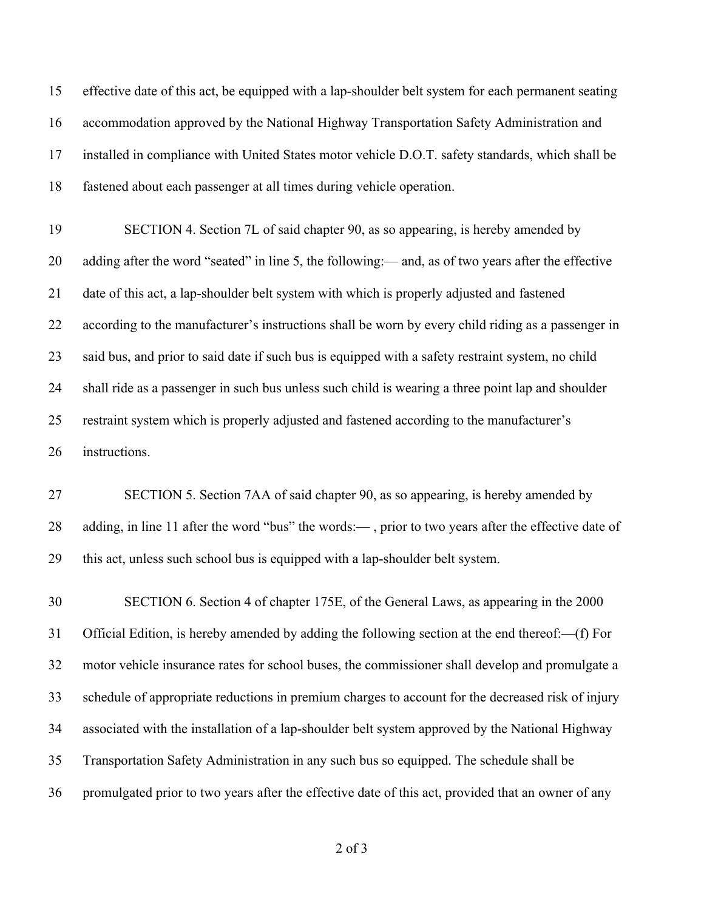effective date of this act, be equipped with a lap-shoulder belt system for each permanent seating accommodation approved by the National Highway Transportation Safety Administration and installed in compliance with United States motor vehicle D.O.T. safety standards, which shall be fastened about each passenger at all times during vehicle operation.

SECTION 4. Section 7L of said chapter 90, as so appearing, is hereby amended by adding after the word "seated" in line 5, the following:— and, as of two years after the effective date of this act, a lap-shoulder belt system with which is properly adjusted and fastened according to the manufacturer's instructions shall be worn by every child riding as a passenger in said bus, and prior to said date if such bus is equipped with a safety restraint system, no child shall ride as a passenger in such bus unless such child is wearing a three point lap and shoulder restraint system which is properly adjusted and fastened according to the manufacturer's instructions.

SECTION 5. Section 7AA of said chapter 90, as so appearing, is hereby amended by adding, in line 11 after the word "bus" the words:— , prior to two years after the effective date of this act, unless such school bus is equipped with a lap-shoulder belt system.

SECTION 6. Section 4 of chapter 175E, of the General Laws, as appearing in the 2000 Official Edition, is hereby amended by adding the following section at the end thereof:—(f) For motor vehicle insurance rates for school buses, the commissioner shall develop and promulgate a schedule of appropriate reductions in premium charges to account for the decreased risk of injury associated with the installation of a lap-shoulder belt system approved by the National Highway Transportation Safety Administration in any such bus so equipped. The schedule shall be promulgated prior to two years after the effective date of this act, provided that an owner of any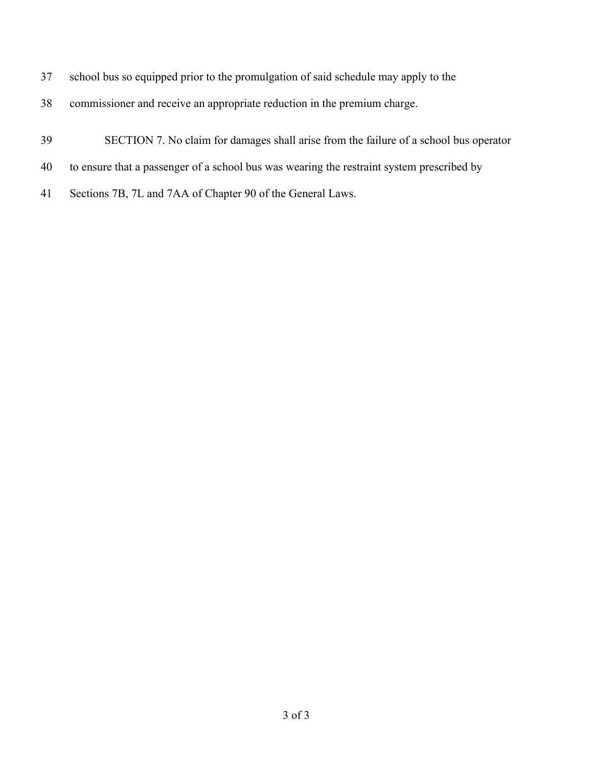school bus so equipped prior to the promulgation of said schedule may apply to the commissioner and receive an appropriate reduction in the premium charge.

SECTION 7. No claim for damages shall arise from the failure of a school bus operator to ensure that a passenger of a school bus was wearing the restraint system prescribed by Sections 7B, 7L and 7AA of Chapter 90 of the General Laws.